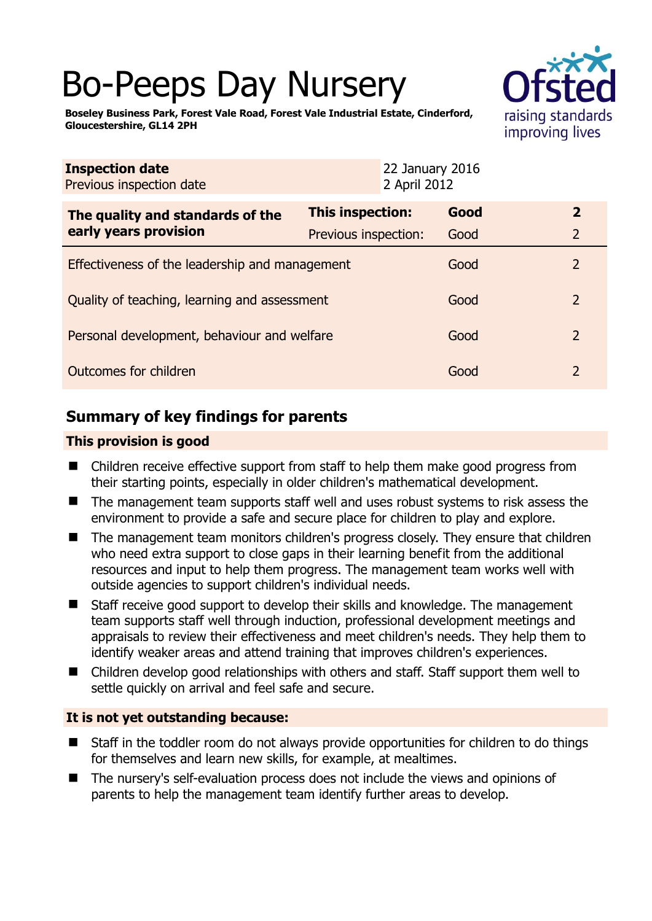# Bo-Peeps Day Nursery

**Boseley Business Park, Forest Vale Road, Forest Vale Industrial Estate, Cinderford, Gloucestershire, GL14 2PH**

Ofsted
raising standards
improving lives

| **Inspection date** | 22 January 2016 |
|---|---|
| Previous inspection date | 2 April 2012 |

| **The quality and standards of the early years provision** | **This inspection:** | **Good** | **2** |
|---|---|---|---|
| | Previous inspection: | Good | 2 |
| Effectiveness of the leadership and management | | Good | 2 |
| Quality of teaching, learning and assessment | | Good | 2 |
| Personal development, behaviour and welfare | | Good | 2 |
| Outcomes for children | | Good | 2 |

## Summary of key findings for parents

### This provision is good

- Children receive effective support from staff to help them make good progress from their starting points, especially in older children's mathematical development.
- The management team supports staff well and uses robust systems to risk assess the environment to provide a safe and secure place for children to play and explore.
- The management team monitors children's progress closely. They ensure that children who need extra support to close gaps in their learning benefit from the additional resources and input to help them progress. The management team works well with outside agencies to support children's individual needs.
- Staff receive good support to develop their skills and knowledge. The management team supports staff well through induction, professional development meetings and appraisals to review their effectiveness and meet children's needs. They help them to identify weaker areas and attend training that improves children's experiences.
- Children develop good relationships with others and staff. Staff support them well to settle quickly on arrival and feel safe and secure.

### It is not yet outstanding because:

- Staff in the toddler room do not always provide opportunities for children to do things for themselves and learn new skills, for example, at mealtimes.
- The nursery's self-evaluation process does not include the views and opinions of parents to help the management team identify further areas to develop.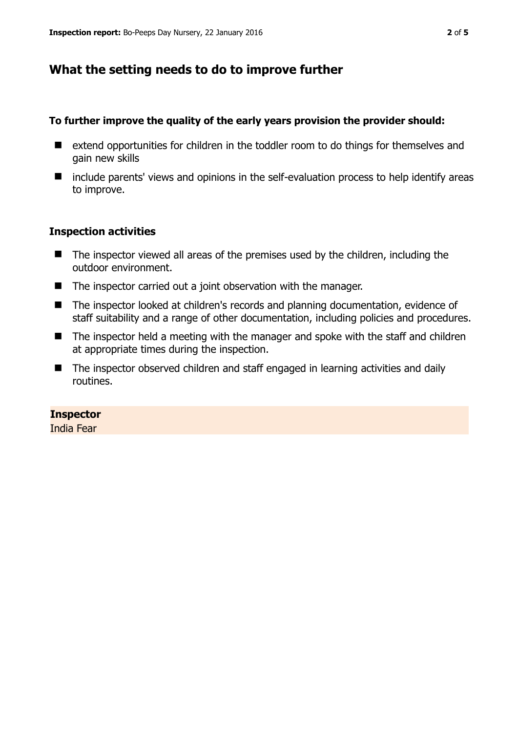## What the setting needs to do to improve further

**To further improve the quality of the early years provision the provider should:**

- extend opportunities for children in the toddler room to do things for themselves and gain new skills
- include parents' views and opinions in the self-evaluation process to help identify areas to improve.

### Inspection activities

- The inspector viewed all areas of the premises used by the children, including the outdoor environment.
- The inspector carried out a joint observation with the manager.
- The inspector looked at children's records and planning documentation, evidence of staff suitability and a range of other documentation, including policies and procedures.
- The inspector held a meeting with the manager and spoke with the staff and children at appropriate times during the inspection.
- The inspector observed children and staff engaged in learning activities and daily routines.

**Inspector**
India Fear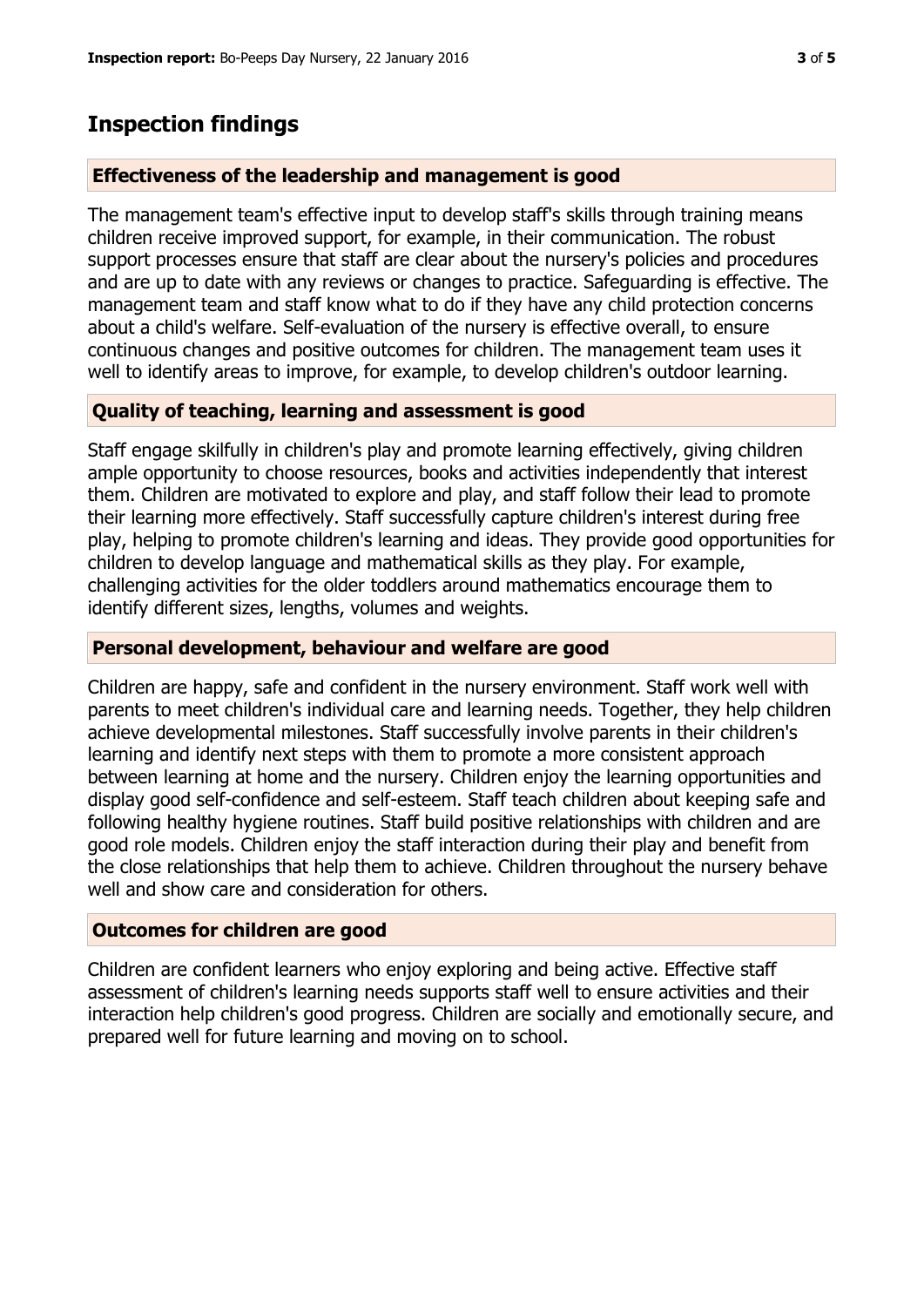## Inspection findings

### Effectiveness of the leadership and management is good

The management team's effective input to develop staff's skills through training means children receive improved support, for example, in their communication. The robust support processes ensure that staff are clear about the nursery's policies and procedures and are up to date with any reviews or changes to practice. Safeguarding is effective. The management team and staff know what to do if they have any child protection concerns about a child's welfare. Self-evaluation of the nursery is effective overall, to ensure continuous changes and positive outcomes for children. The management team uses it well to identify areas to improve, for example, to develop children's outdoor learning.

### Quality of teaching, learning and assessment is good

Staff engage skilfully in children's play and promote learning effectively, giving children ample opportunity to choose resources, books and activities independently that interest them. Children are motivated to explore and play, and staff follow their lead to promote their learning more effectively. Staff successfully capture children's interest during free play, helping to promote children's learning and ideas. They provide good opportunities for children to develop language and mathematical skills as they play. For example, challenging activities for the older toddlers around mathematics encourage them to identify different sizes, lengths, volumes and weights.

### Personal development, behaviour and welfare are good

Children are happy, safe and confident in the nursery environment. Staff work well with parents to meet children's individual care and learning needs. Together, they help children achieve developmental milestones. Staff successfully involve parents in their children's learning and identify next steps with them to promote a more consistent approach between learning at home and the nursery. Children enjoy the learning opportunities and display good self-confidence and self-esteem. Staff teach children about keeping safe and following healthy hygiene routines. Staff build positive relationships with children and are good role models. Children enjoy the staff interaction during their play and benefit from the close relationships that help them to achieve. Children throughout the nursery behave well and show care and consideration for others.

### Outcomes for children are good

Children are confident learners who enjoy exploring and being active. Effective staff assessment of children's learning needs supports staff well to ensure activities and their interaction help children's good progress. Children are socially and emotionally secure, and prepared well for future learning and moving on to school.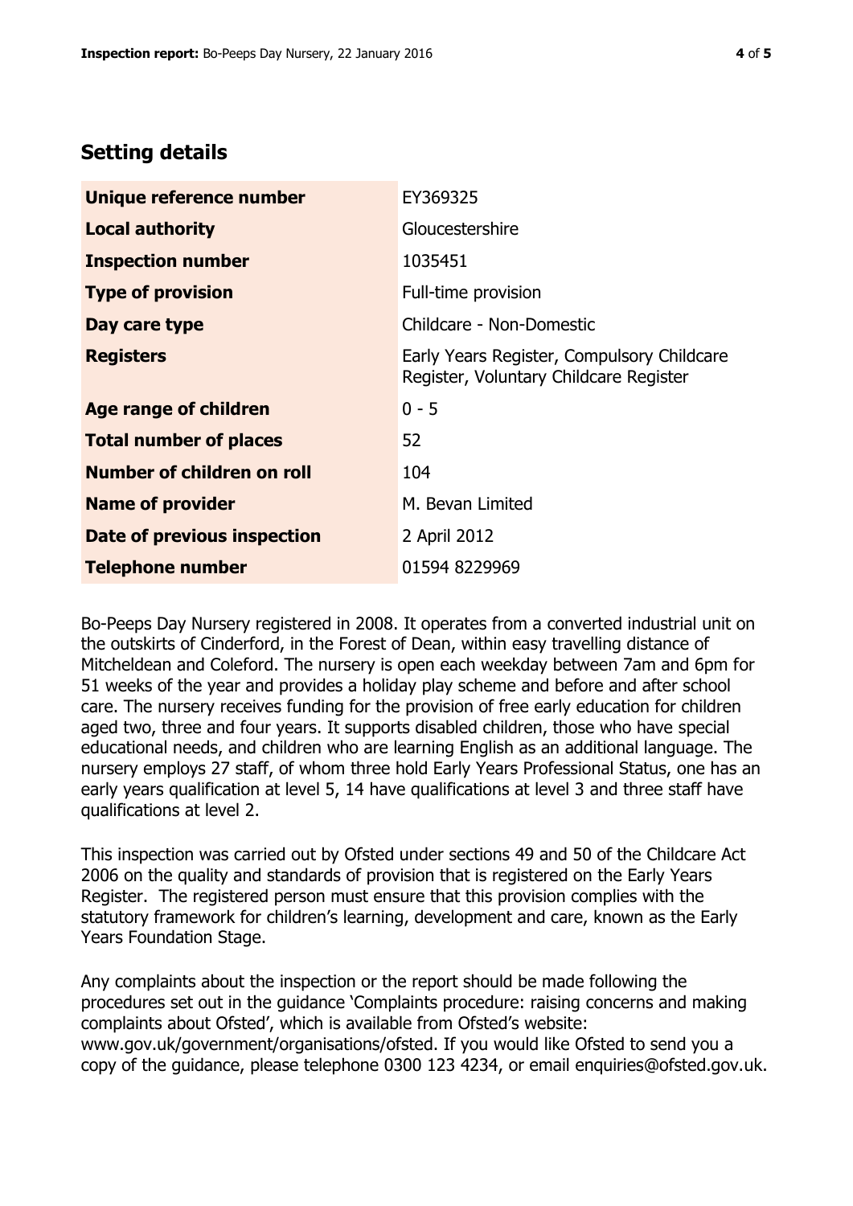## Setting details

| | |
|---|---|
| **Unique reference number** | EY369325 |
| **Local authority** | Gloucestershire |
| **Inspection number** | 1035451 |
| **Type of provision** | Full-time provision |
| **Day care type** | Childcare - Non-Domestic |
| **Registers** | Early Years Register, Compulsory Childcare Register, Voluntary Childcare Register |
| **Age range of children** | 0 - 5 |
| **Total number of places** | 52 |
| **Number of children on roll** | 104 |
| **Name of provider** | M. Bevan Limited |
| **Date of previous inspection** | 2 April 2012 |
| **Telephone number** | 01594 8229969 |

Bo-Peeps Day Nursery registered in 2008. It operates from a converted industrial unit on the outskirts of Cinderford, in the Forest of Dean, within easy travelling distance of Mitcheldean and Coleford. The nursery is open each weekday between 7am and 6pm for 51 weeks of the year and provides a holiday play scheme and before and after school care. The nursery receives funding for the provision of free early education for children aged two, three and four years. It supports disabled children, those who have special educational needs, and children who are learning English as an additional language. The nursery employs 27 staff, of whom three hold Early Years Professional Status, one has an early years qualification at level 5, 14 have qualifications at level 3 and three staff have qualifications at level 2.

This inspection was carried out by Ofsted under sections 49 and 50 of the Childcare Act 2006 on the quality and standards of provision that is registered on the Early Years Register. The registered person must ensure that this provision complies with the statutory framework for children's learning, development and care, known as the Early Years Foundation Stage.

Any complaints about the inspection or the report should be made following the procedures set out in the guidance 'Complaints procedure: raising concerns and making complaints about Ofsted', which is available from Ofsted's website: www.gov.uk/government/organisations/ofsted. If you would like Ofsted to send you a copy of the guidance, please telephone 0300 123 4234, or email enquiries@ofsted.gov.uk.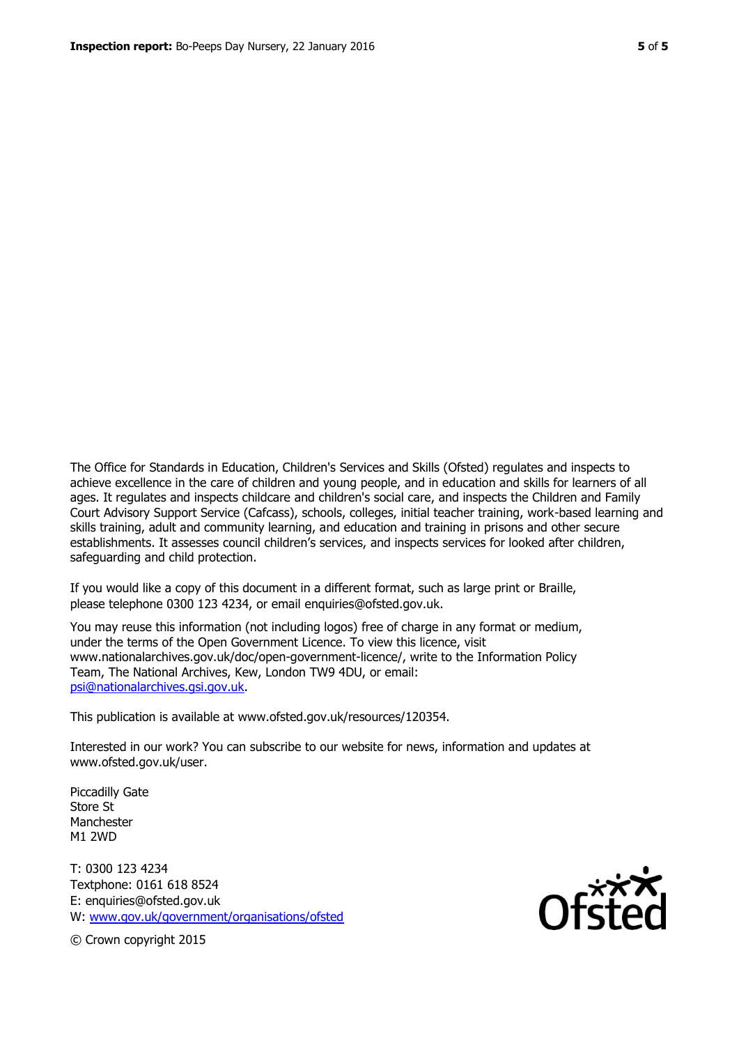The Office for Standards in Education, Children's Services and Skills (Ofsted) regulates and inspects to achieve excellence in the care of children and young people, and in education and skills for learners of all ages. It regulates and inspects childcare and children's social care, and inspects the Children and Family Court Advisory Support Service (Cafcass), schools, colleges, initial teacher training, work-based learning and skills training, adult and community learning, and education and training in prisons and other secure establishments. It assesses council children's services, and inspects services for looked after children, safeguarding and child protection.

If you would like a copy of this document in a different format, such as large print or Braille, please telephone 0300 123 4234, or email enquiries@ofsted.gov.uk.

You may reuse this information (not including logos) free of charge in any format or medium, under the terms of the Open Government Licence. To view this licence, visit www.nationalarchives.gov.uk/doc/open-government-licence/, write to the Information Policy Team, The National Archives, Kew, London TW9 4DU, or email: psi@nationalarchives.gsi.gov.uk.

This publication is available at www.ofsted.gov.uk/resources/120354.

Interested in our work? You can subscribe to our website for news, information and updates at www.ofsted.gov.uk/user.

Piccadilly Gate
Store St
Manchester
M1 2WD

T: 0300 123 4234
Textphone: 0161 618 8524
E: enquiries@ofsted.gov.uk
W: www.gov.uk/government/organisations/ofsted

© Crown copyright 2015